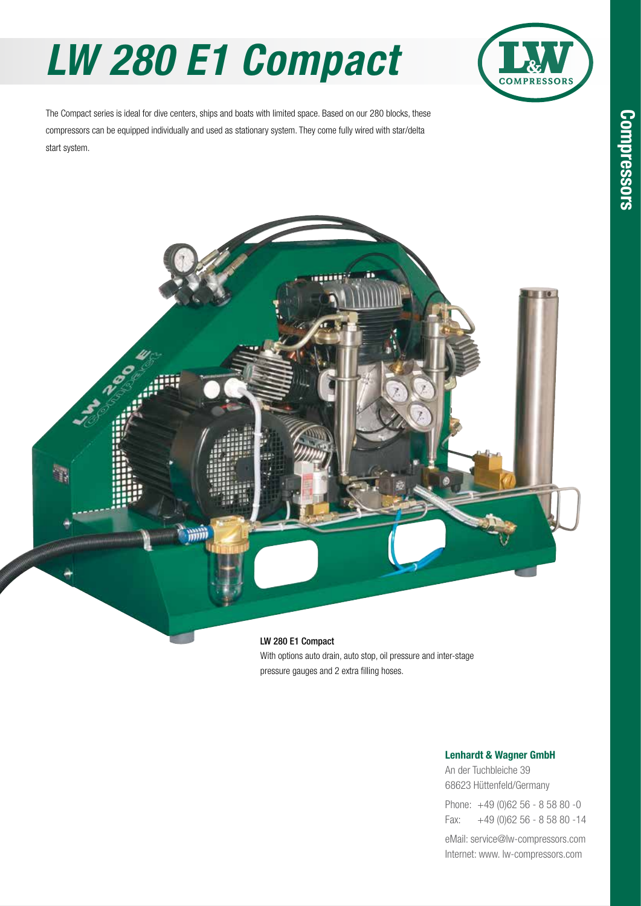# LW 280 E1 Compact

The Compact series is ideal for dive centers, ships and boats with limited space. Based on our 280 blocks, these compressors can be equipped individually and used as stationary system. They come fully wired with star/delta start system.

**LW 280 E1 Compact**

With options auto drain, auto stop, oil pressure and inter-stage pressure gauges and 2 extra filling hoses.

**Lenhardt & Wagner GmbH**

An der Tuchbleiche 39
68623 Hüttenfeld/Germany

Phone: +49 (0)62 56 - 8 58 80 -0
Fax: +49 (0)62 56 - 8 58 80 -14

eMail: service@lw-compressors.com
Internet: www. lw-compressors.com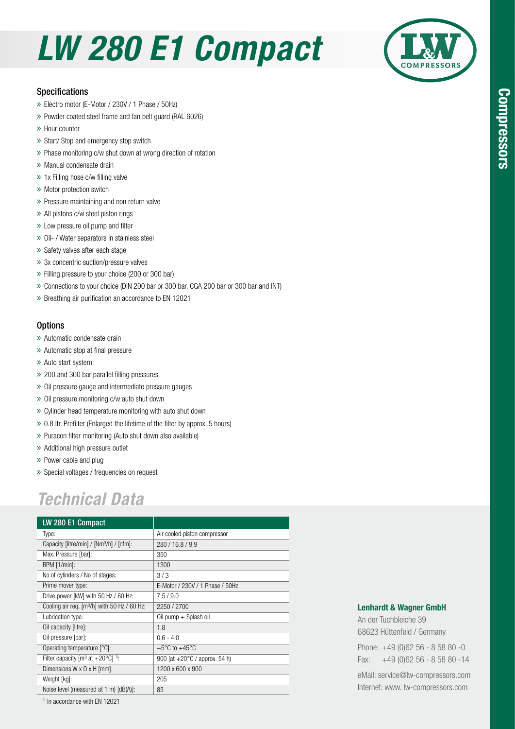# LW 280 E1 Compact

## Specifications

- Electro motor (E-Motor / 230V / 1 Phase / 50Hz)
- Powder coated steel frame and fan belt guard (RAL 6026)
- Hour counter
- Start/ Stop and emergency stop switch
- Phase monitoring c/w shut down at wrong direction of rotation
- Manual condensate drain
- 1x Filling hose c/w filling valve
- Motor protection switch
- Pressure maintaining and non return valve
- All pistons c/w steel piston rings
- Low pressure oil pump and filter
- Oil- / Water separators in stainless steel
- Safety valves after each stage
- 3x concentric suction/pressure valves
- Filling pressure to your choice (200 or 300 bar)
- Connections to your choice (DIN 200 bar or 300 bar, CGA 200 bar or 300 bar and INT)
- Breathing air purification an accordance to EN 12021

## Options

- Automatic condensate drain
- Automatic stop at final pressure
- Auto start system
- 200 and 300 bar parallel filling pressures
- Oil pressure gauge and intermediate pressure gauges
- Oil pressure monitoring c/w auto shut down
- Cylinder head temperature monitoring with auto shut down
- 0.8 ltr. Prefilter (Enlarged the lifetime of the filter by approx. 5 hours)
- Puracon filter monitoring (Auto shut down also available)
- Additional high pressure outlet
- Power cable and plug
- Special voltages / frequencies on request

## Technical Data

| LW 280 E1 Compact | |
|---|---|
| Type: | Air cooled piston compressor |
| Capacity [litre/min] / [Nm³/h] / [cfm]: | 280 / 16.8 / 9.9 |
| Max. Pressure [bar]: | 350 |
| RPM [1/min]: | 1300 |
| No of cylinders / No of stages: | 3 / 3 |
| Prime mover type: | E-Motor / 230V / 1 Phase / 50Hz |
| Drive power [kW] with 50 Hz / 60 Hz: | 7.5 / 9.0 |
| Cooling air req. [m³/h] with 50 Hz / 60 Hz: | 2250 / 2700 |
| Lubrication type: | Oil pump + Splash oil |
| Oil capacity [litre]: | 1.8 |
| Oil pressure [bar]: | 0.6 - 4.0 |
| Operating temperature [°C]: | +5°C to +45°C |
| Filter capacity [m³ at +20°C] [1]: | 900 (at +20°C / approx. 54 h) |
| Dimensions W x D x H [mm]: | 1200 x 600 x 900 |
| Weight [kg]: | 205 |
| Noise level (measured at 1 m) [dB(A)]: | 83 |

[1] In accordance with EN 12021

**Lenhardt & Wagner GmbH**

An der Tuchbleiche 39
68623 Hüttenfeld / Germany

Phone: +49 (0)62 56 - 8 58 80 -0
Fax: +49 (0)62 56 - 8 58 80 -14

eMail: service@lw-compressors.com
Internet: www. lw-compressors.com